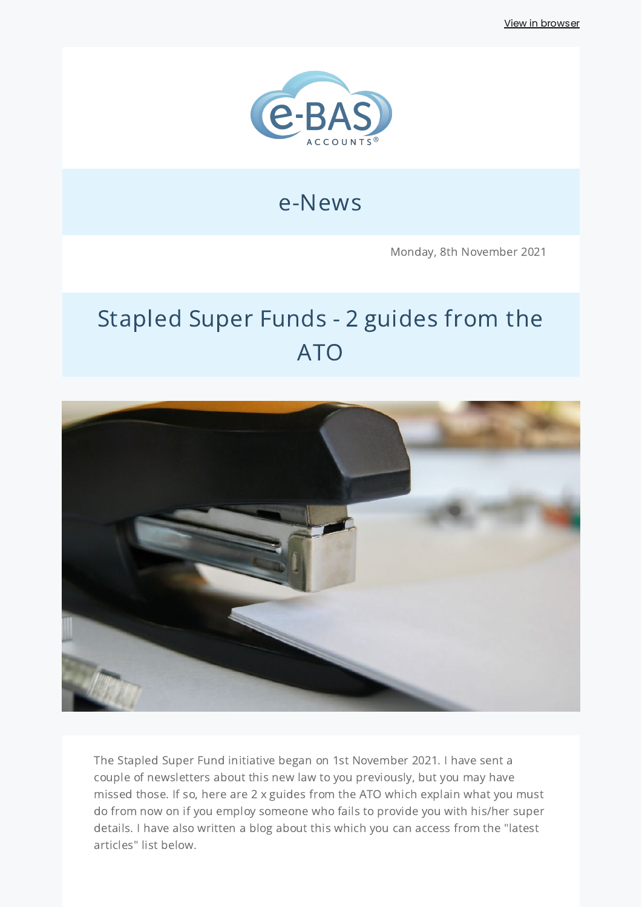View in browser

e-BAS ACCOUNTS®

# e-News

Monday, 8th November 2021

## Stapled Super Funds - 2 guides from the ATO

The Stapled Super Fund initiative began on 1st November 2021. I have sent a couple of newsletters about this new law to you previously, but you may have missed those. If so, here are 2 x guides from the ATO which explain what you must do from now on if you employ someone who fails to provide you with his/her super details. I have also written a blog about this which you can access from the "latest articles" list below.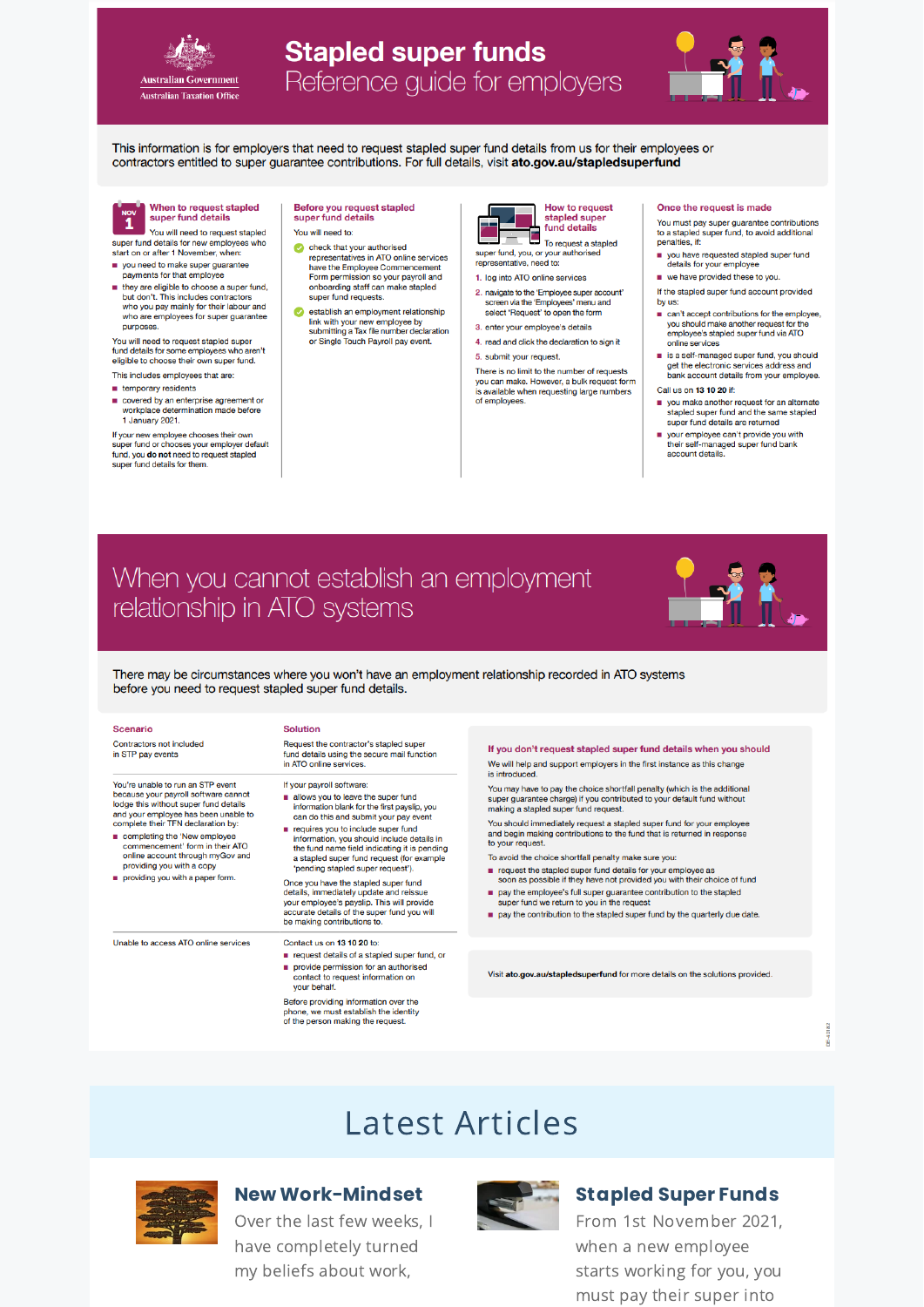# Stapled super funds

## Reference guide for employers

Australian Government – Australian Taxation Office

This information is for employers that need to request stapled super fund details from us for their employees or contractors entitled to super guarantee contributions. For full details, visit **ato.gov.au/stapledsuperfund**

### When to request stapled super fund details

You will need to request stapled super fund details for new employees who start on or after 1 November, when:

- you need to make super guarantee payments for that employee
- they are eligible to choose a super fund, but don't. This includes contractors who you pay mainly for their labour and who are employees for super guarantee purposes.

You will need to request stapled super fund details for some employees who aren't eligible to choose their own super fund.

This includes employees that are:

- temporary residents
- covered by an enterprise agreement or workplace determination made before 1 January 2021.

If your new employee chooses their own super fund or chooses your employer default fund, you **do not** need to request stapled super fund details for them.

### Before you request stapled super fund details

You will need to:

- check that your authorised representatives in ATO online services have the Employee Commencement Form permission so your payroll and onboarding staff can make stapled super fund requests.
- establish an employment relationship link with your new employee by submitting a Tax file number declaration or Single Touch Payroll pay event.

### How to request stapled super fund details

To request a stapled super fund, you, or your authorised representative, need to:

1. log into ATO online services
2. navigate to the 'Employee super account' screen via the 'Employees' menu and select 'Request' to open the form
3. enter your employee's details
4. read and click the declaration to sign it
5. submit your request.

There is no limit to the number of requests you can make. However, a bulk request form is available when requesting large numbers of employees.

### Once the request is made

You must pay super guarantee contributions to a stapled super fund, to avoid additional penalties, if:

- you have requested stapled super fund details for your employee
- we have provided these to you.

If the stapled super fund account provided by us:

- can't accept contributions for the employee, you should make another request for the employee's stapled super fund via ATO online services
- is a self-managed super fund, you should get the electronic services address and bank account details from your employee.

Call us on **13 10 20** if:

- you make another request for an alternate stapled super fund and the same stapled super fund details are returned
- your employee can't provide you with their self-managed super fund bank account details.

## When you cannot establish an employment relationship in ATO systems

There may be circumstances where you won't have an employment relationship recorded in ATO systems before you need to request stapled super fund details.

| Scenario | Solution |
|---|---|
| Contractors not included in STP pay events | Request the contractor's stapled super fund details using the secure mail function in ATO online services. |
| You're unable to run an STP event because your payroll software cannot lodge this without super fund details and your employee has been unable to complete their TFN declaration by:<br>- completing the 'New employee commencement' form in their ATO online account through myGov and providing you with a copy<br>- providing you with a paper form. | If your payroll software:<br>- allows you to leave the super fund information blank for the first payslip, you can do this and submit your pay event<br>- requires you to include super fund information, you should include details in the fund name field indicating it is pending a stapled super fund request (for example 'pending stapled super request').<br><br>Once you have the stapled super fund details, immediately update and reissue your employee's payslip. This will provide accurate details of the super fund you will be making contributions to. |
| Unable to access ATO online services | Contact us on **13 10 20** to:<br>- request details of a stapled super fund, or<br>- provide permission for an authorised contact to request information on your behalf.<br><br>Before providing information over the phone, we must establish the identity of the person making the request. |

### If you don't request stapled super fund details when you should

We will help and support employers in the first instance as this change is introduced.

You may have to pay the choice shortfall penalty (which is the additional super guarantee charge) if you contributed to your default fund without making a stapled super fund request.

You should immediately request a stapled super fund for your employee and begin making contributions to the fund that is returned in response to your request.

To avoid the choice shortfall penalty make sure you:

- request the stapled super fund details for your employee as soon as possible if they have not provided you with their choice of fund
- pay the employee's full super guarantee contribution to the stapled super fund we return to you in the request
- pay the contribution to the stapled super fund by the quarterly due date.

Visit **ato.gov.au/stapledsuperfund** for more details on the solutions provided.

## Latest Articles

### New Work-Mindset

Over the last few weeks, I have completely turned my beliefs about work,

### Stapled Super Funds

From 1st November 2021, when a new employee starts working for you, you must pay their super into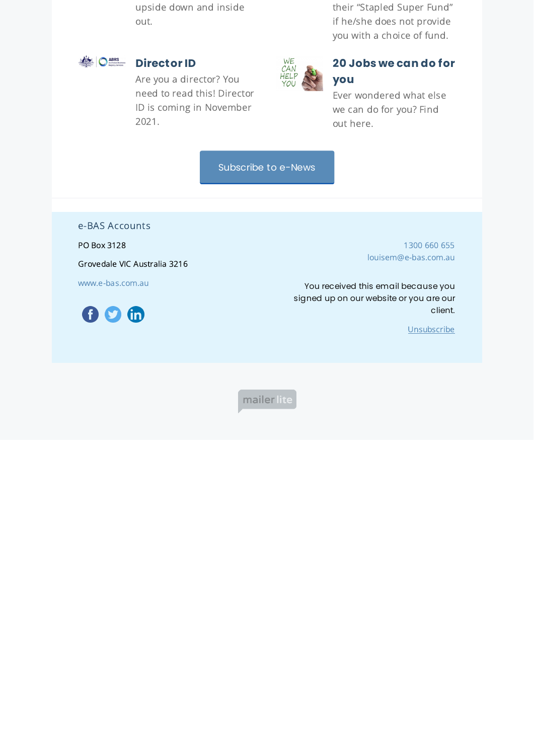upside down and inside out.

their "Stapled Super Fund" if he/she does not provide you with a choice of fund.

### Director ID

Are you a director? You need to read this! Director ID is coming in November 2021.

### 20 Jobs we can do for you

Ever wondered what else we can do for you? Find out here.

Subscribe to e-News

e-BAS Accounts

PO Box 3128

Grovedale VIC Australia 3216

www.e-bas.com.au

1300 660 655
louisem@e-bas.com.au

You received this email because you signed up on our website or you are our client.

Unsubscribe

mailer lite